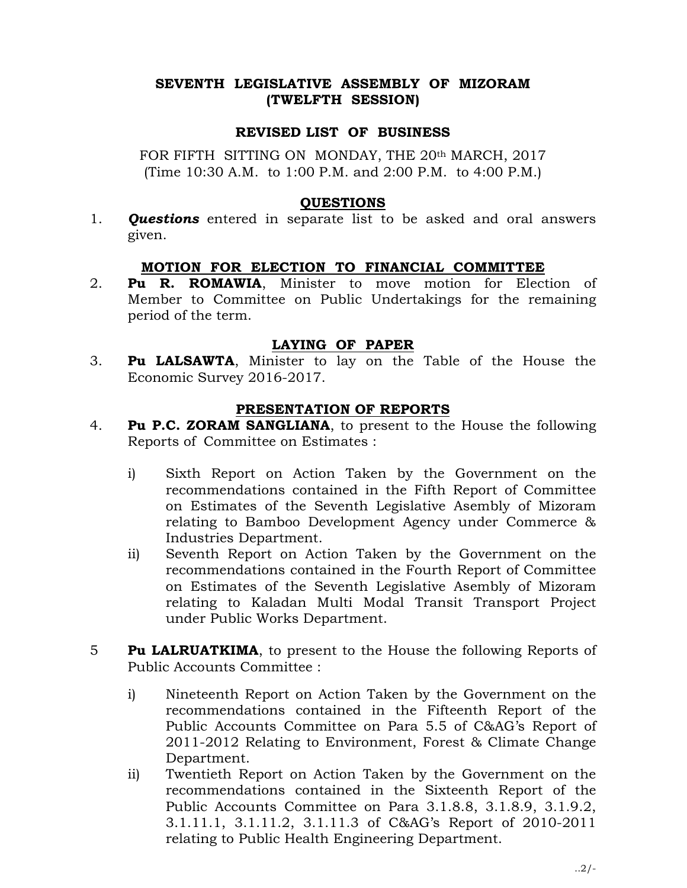# SEVENTH LEGISLATIVE ASSEMBLY OF MIZORAM
# (TWELFTH SESSION)

## REVISED LIST OF BUSINESS

FOR FIFTH SITTING ON MONDAY, THE 20th MARCH, 2017
(Time 10:30 A.M. to 1:00 P.M. and 2:00 P.M. to 4:00 P.M.)

### QUESTIONS

1. ***Questions*** entered in separate list to be asked and oral answers given.

### MOTION FOR ELECTION TO FINANCIAL COMMITTEE

2. **Pu R. ROMAWIA**, Minister to move motion for Election of Member to Committee on Public Undertakings for the remaining period of the term.

### LAYING OF PAPER

3. **Pu LALSAWTA**, Minister to lay on the Table of the House the Economic Survey 2016-2017.

### PRESENTATION OF REPORTS

4. **Pu P.C. ZORAM SANGLIANA**, to present to the House the following Reports of Committee on Estimates :

   i) Sixth Report on Action Taken by the Government on the recommendations contained in the Fifth Report of Committee on Estimates of the Seventh Legislative Asembly of Mizoram relating to Bamboo Development Agency under Commerce & Industries Department.

   ii) Seventh Report on Action Taken by the Government on the recommendations contained in the Fourth Report of Committee on Estimates of the Seventh Legislative Asembly of Mizoram relating to Kaladan Multi Modal Transit Transport Project under Public Works Department.

5. **Pu LALRUATKIMA**, to present to the House the following Reports of Public Accounts Committee :

   i) Nineteenth Report on Action Taken by the Government on the recommendations contained in the Fifteenth Report of the Public Accounts Committee on Para 5.5 of C&AG's Report of 2011-2012 Relating to Environment, Forest & Climate Change Department.

   ii) Twentieth Report on Action Taken by the Government on the recommendations contained in the Sixteenth Report of the Public Accounts Committee on Para 3.1.8.8, 3.1.8.9, 3.1.9.2, 3.1.11.1, 3.1.11.2, 3.1.11.3 of C&AG's Report of 2010-2011 relating to Public Health Engineering Department.

..2/-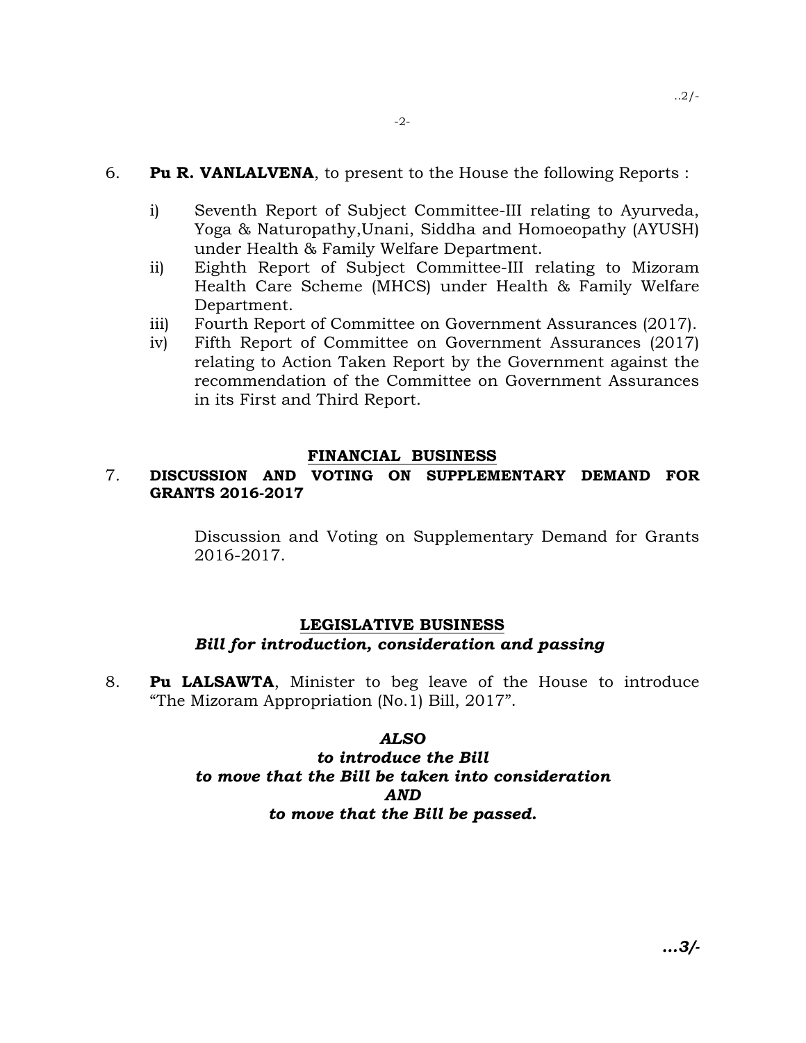6. **Pu R. VANLALVENA**, to present to the House the following Reports :

   i) Seventh Report of Subject Committee-III relating to Ayurveda, Yoga & Naturopathy,Unani, Siddha and Homoeopathy (AYUSH) under Health & Family Welfare Department.
   ii) Eighth Report of Subject Committee-III relating to Mizoram Health Care Scheme (MHCS) under Health & Family Welfare Department.
   iii) Fourth Report of Committee on Government Assurances (2017).
   iv) Fifth Report of Committee on Government Assurances (2017) relating to Action Taken Report by the Government against the recommendation of the Committee on Government Assurances in its First and Third Report.

## FINANCIAL BUSINESS

7. **DISCUSSION AND VOTING ON SUPPLEMENTARY DEMAND FOR GRANTS 2016-2017**

   Discussion and Voting on Supplementary Demand for Grants 2016-2017.

## LEGISLATIVE BUSINESS

***Bill for introduction, consideration and passing***

8. **Pu LALSAWTA**, Minister to beg leave of the House to introduce "The Mizoram Appropriation (No.1) Bill, 2017".

***ALSO***
***to introduce the Bill***
***to move that the Bill be taken into consideration***
***AND***
***to move that the Bill be passed.***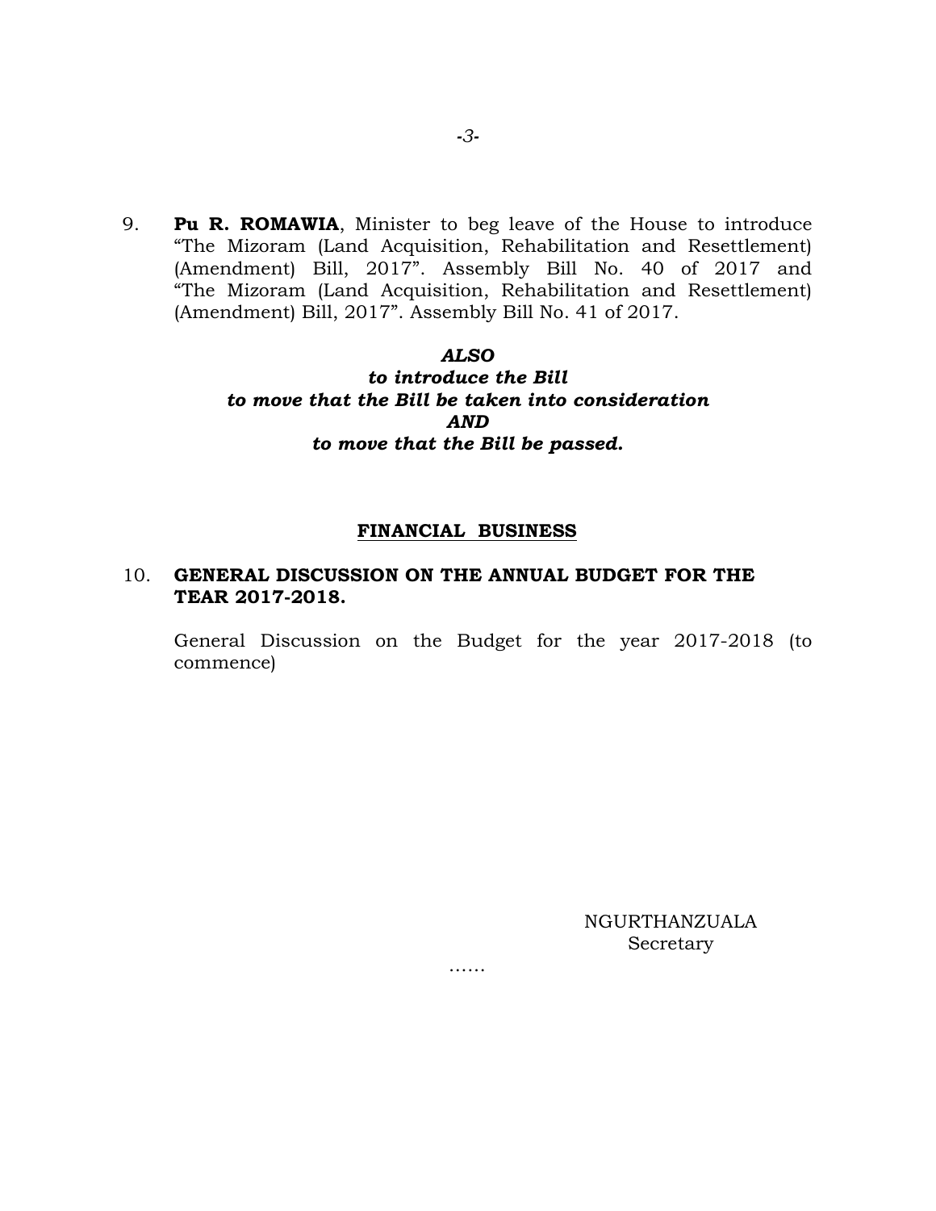9. **Pu R. ROMAWIA**, Minister to beg leave of the House to introduce "The Mizoram (Land Acquisition, Rehabilitation and Resettlement) (Amendment) Bill, 2017". Assembly Bill No. 40 of 2017 and "The Mizoram (Land Acquisition, Rehabilitation and Resettlement) (Amendment) Bill, 2017". Assembly Bill No. 41 of 2017.

***ALSO***
***to introduce the Bill***
***to move that the Bill be taken into consideration***
***AND***
***to move that the Bill be passed.***

## FINANCIAL BUSINESS

10. **GENERAL DISCUSSION ON THE ANNUAL BUDGET FOR THE TEAR 2017-2018.**

General Discussion on the Budget for the year 2017-2018 (to commence)

NGURTHANZUALA
Secretary

……